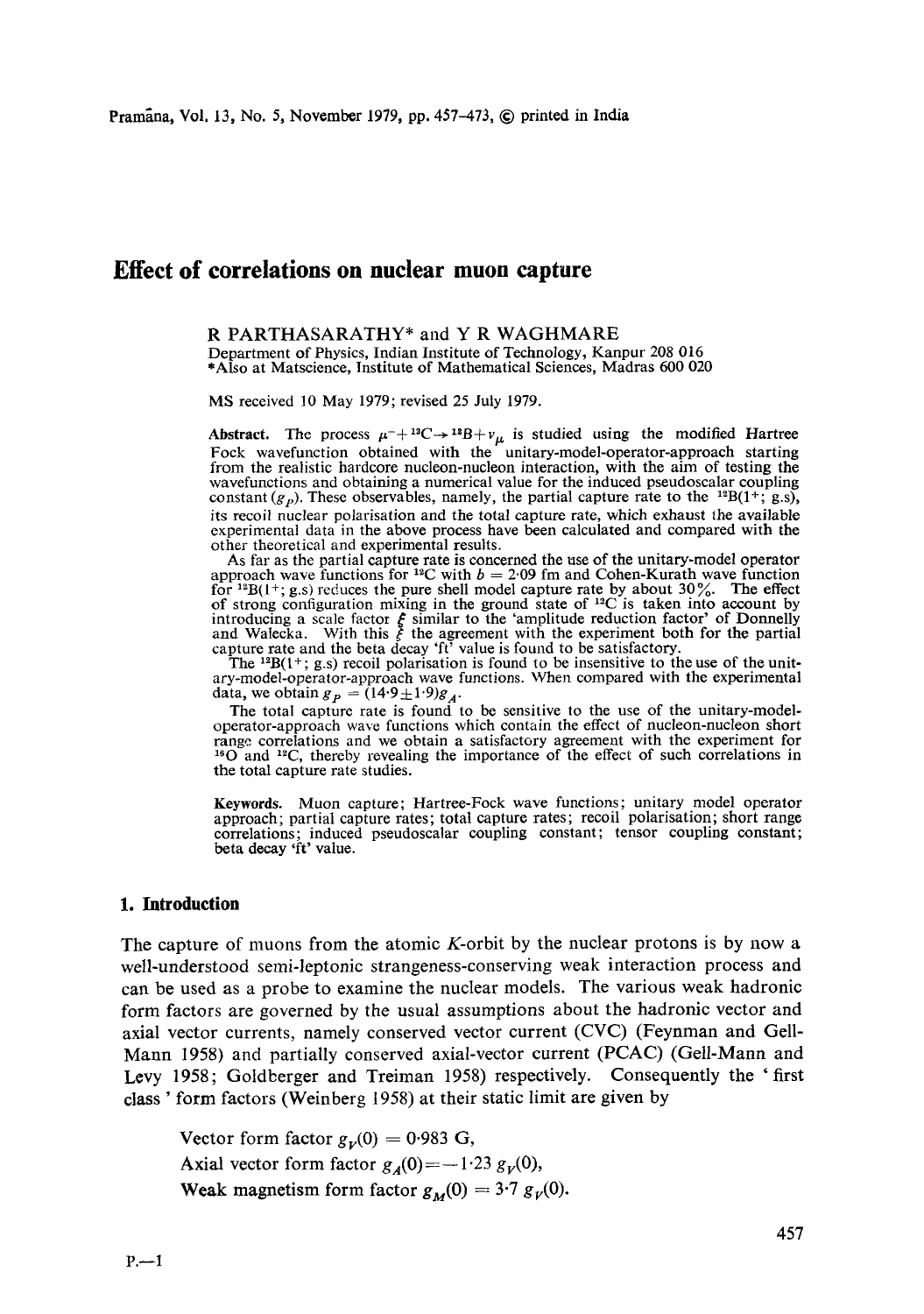# Effect of correlations on nuclear muon capture

R PARTHASARATHY* and Y R WAGHMARE

Department of Physics, Indian Institute of Technology, Kanpur 208 016
*Also at Matscience, Institute of Mathematical Sciences, Madras 600 020

MS received 10 May 1979; revised 25 July 1979.

**Abstract.** The process $\mu^- + {}^{12}C \rightarrow {}^{12}B + \nu_\mu$ is studied using the modified Hartree Fock wavefunction obtained with the unitary-model-operator-approach starting from the realistic hardcore nucleon-nucleon interaction, with the aim of testing the wavefunctions and obtaining a numerical value for the induced pseudoscalar coupling constant ($g_P$). These observables, namely, the partial capture rate to the ${}^{12}B(1^+; \text{g.s})$, its recoil nuclear polarisation and the total capture rate, which exhaust the available experimental data in the above process have been calculated and compared with the other theoretical and experimental results.

As far as the partial capture rate is concerned the use of the unitary-model operator approach wave functions for ${}^{12}C$ with $b = 2{\cdot}09$ fm and Cohen-Kurath wave function for ${}^{12}B(1^+; \text{g.s})$ reduces the pure shell model capture rate by about 30%. The effect of strong configuration mixing in the ground state of ${}^{12}C$ is taken into account by introducing a scale factor $\xi$ similar to the 'amplitude reduction factor' of Donnelly and Walecka. With this $\xi$ the agreement with the experiment both for the partial capture rate and the beta decay 'ft' value is found to be satisfactory.

The ${}^{12}B(1^+; \text{g.s})$ recoil polarisation is found to be insensitive to the use of the unitary-model-operator-approach wave functions. When compared with the experimental data, we obtain $g_P = (14{\cdot}9 \pm 1{\cdot}9)g_A$.

The total capture rate is found to be sensitive to the use of the unitary-model-operator-approach wave functions which contain the effect of nucleon-nucleon short range correlations and we obtain a satisfactory agreement with the experiment for ${}^{16}O$ and ${}^{12}C$, thereby revealing the importance of the effect of such correlations in the total capture rate studies.

**Keywords.** Muon capture; Hartree-Fock wave functions; unitary model operator approach; partial capture rates; total capture rates; recoil polarisation; short range correlations; induced pseudoscalar coupling constant; tensor coupling constant; beta decay 'ft' value.

## 1. Introduction

The capture of muons from the atomic $K$-orbit by the nuclear protons is by now a well-understood semi-leptonic strangeness-conserving weak interaction process and can be used as a probe to examine the nuclear models. The various weak hadronic form factors are governed by the usual assumptions about the hadronic vector and axial vector currents, namely conserved vector current (CVC) (Feynman and Gell-Mann 1958) and partially conserved axial-vector current (PCAC) (Gell-Mann and Levy 1958; Goldberger and Treiman 1958) respectively. Consequently the 'first class' form factors (Weinberg 1958) at their static limit are given by

Vector form factor $g_V(0) = 0{\cdot}983$ G,

Axial vector form factor $g_A(0) = -1{\cdot}23\, g_V(0)$,

Weak magnetism form factor $g_M(0) = 3{\cdot}7\, g_V(0)$.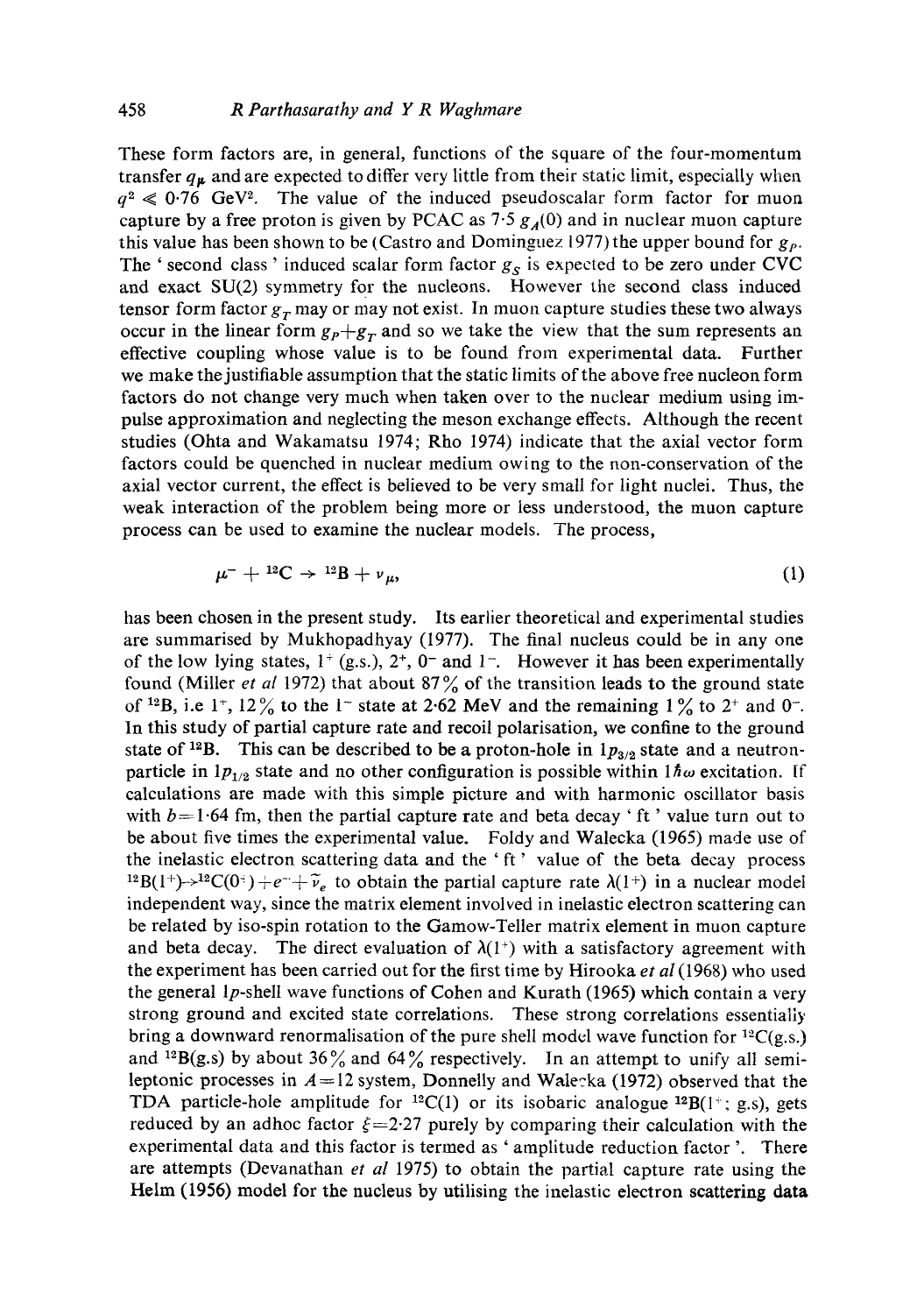These form factors are, in general, functions of the square of the four-momentum transfer $q_\mu$ and are expected to differ very little from their static limit, especially when $q^2 \leqslant 0{\cdot}76$ GeV$^2$. The value of the induced pseudoscalar form factor for muon capture by a free proton is given by PCAC as $7{\cdot}5\, g_A(0)$ and in nuclear muon capture this value has been shown to be (Castro and Dominguez 1977) the upper bound for $g_P$. The 'second class' induced scalar form factor $g_S$ is expected to be zero under CVC and exact SU(2) symmetry for the nucleons. However the second class induced tensor form factor $g_T$ may or may not exist. In muon capture studies these two always occur in the linear form $g_P + g_T$ and so we take the view that the sum represents an effective coupling whose value is to be found from experimental data. Further we make the justifiable assumption that the static limits of the above free nucleon form factors do not change very much when taken over to the nuclear medium using impulse approximation and neglecting the meson exchange effects. Although the recent studies (Ohta and Wakamatsu 1974; Rho 1974) indicate that the axial vector form factors could be quenched in nuclear medium owing to the non-conservation of the axial vector current, the effect is believed to be very small for light nuclei. Thus, the weak interaction of the problem being more or less understood, the muon capture process can be used to examine the nuclear models. The process,

$$\mu^- + {}^{12}\mathrm{C} \rightarrow {}^{12}\mathrm{B} + \nu_\mu, \tag{1}$$

has been chosen in the present study. Its earlier theoretical and experimental studies are summarised by Mukhopadhyay (1977). The final nucleus could be in any one of the low lying states, $1^+$ (g.s.), $2^+$, $0^-$ and $1^-$. However it has been experimentally found (Miller *et al* 1972) that about 87% of the transition leads to the ground state of $^{12}$B, i.e $1^+$, 12% to the $1^-$ state at 2·62 MeV and the remaining 1% to $2^+$ and $0^-$. In this study of partial capture rate and recoil polarisation, we confine to the ground state of $^{12}$B. This can be described to be a proton-hole in $1p_{3/2}$ state and a neutron-particle in $1p_{1/2}$ state and no other configuration is possible within $1\hbar\omega$ excitation. If calculations are made with this simple picture and with harmonic oscillator basis with $b = 1{\cdot}64$ fm, then the partial capture rate and beta decay 'ft' value turn out to be about five times the experimental value. Foldy and Walecka (1965) made use of the inelastic electron scattering data and the 'ft' value of the beta decay process $^{12}\mathrm{B}(1^+) \rightarrow {}^{12}\mathrm{C}(0^+) + e^- + \tilde{\nu}_e$ to obtain the partial capture rate $\lambda(1^+)$ in a nuclear model independent way, since the matrix element involved in inelastic electron scattering can be related by iso-spin rotation to the Gamow-Teller matrix element in muon capture and beta decay. The direct evaluation of $\lambda(1^+)$ with a satisfactory agreement with the experiment has been carried out for the first time by Hirooka *et al* (1968) who used the general $1p$-shell wave functions of Cohen and Kurath (1965) which contain a very strong ground and excited state correlations. These strong correlations essentially bring a downward renormalisation of the pure shell model wave function for $^{12}$C(g.s.) and $^{12}$B(g.s) by about 36% and 64% respectively. In an attempt to unify all semi-leptonic processes in $A = 12$ system, Donnelly and Walecka (1972) observed that the TDA particle-hole amplitude for $^{12}$C(1) or its isobaric analogue $^{12}$B($1^+$; g.s), gets reduced by an adhoc factor $\xi = 2{\cdot}27$ purely by comparing their calculation with the experimental data and this factor is termed as 'amplitude reduction factor'. There are attempts (Devanathan *et al* 1975) to obtain the partial capture rate using the Helm (1956) model for the nucleus by utilising the inelastic electron scattering data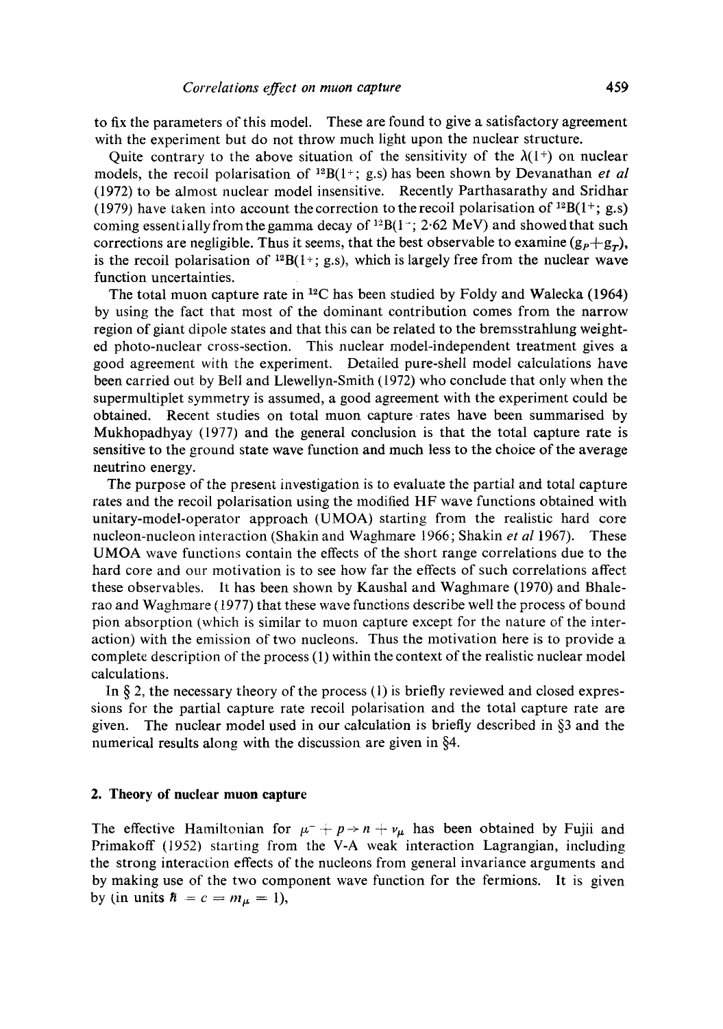to fix the parameters of this model. These are found to give a satisfactory agreement with the experiment but do not throw much light upon the nuclear structure.

Quite contrary to the above situation of the sensitivity of the $\lambda(1^+)$ on nuclear models, the recoil polarisation of $^{12}B(1^+; \text{g.s})$ has been shown by Devanathan *et al* (1972) to be almost nuclear model insensitive. Recently Parthasarathy and Sridhar (1979) have taken into account the correction to the recoil polarisation of $^{12}B(1^+; \text{g.s})$ coming essentially from the gamma decay of $^{12}B(1^-; 2{\cdot}62 \text{ MeV})$ and showed that such corrections are negligible. Thus it seems, that the best observable to examine $(g_P+g_T)$, is the recoil polarisation of $^{12}B(1^+; \text{g.s})$, which is largely free from the nuclear wave function uncertainties.

The total muon capture rate in $^{12}C$ has been studied by Foldy and Walecka (1964) by using the fact that most of the dominant contribution comes from the narrow region of giant dipole states and that this can be related to the bremsstrahlung weighted photo-nuclear cross-section. This nuclear model-independent treatment gives a good agreement with the experiment. Detailed pure-shell model calculations have been carried out by Bell and Llewellyn-Smith (1972) who conclude that only when the supermultiplet symmetry is assumed, a good agreement with the experiment could be obtained. Recent studies on total muon capture rates have been summarised by Mukhopadhyay (1977) and the general conclusion is that the total capture rate is sensitive to the ground state wave function and much less to the choice of the average neutrino energy.

The purpose of the present investigation is to evaluate the partial and total capture rates and the recoil polarisation using the modified HF wave functions obtained with unitary-model-operator approach (UMOA) starting from the realistic hard core nucleon-nucleon interaction (Shakin and Waghmare 1966; Shakin *et al* 1967). These UMOA wave functions contain the effects of the short range correlations due to the hard core and our motivation is to see how far the effects of such correlations affect these observables. It has been shown by Kaushal and Waghmare (1970) and Bhalerao and Waghmare (1977) that these wave functions describe well the process of bound pion absorption (which is similar to muon capture except for the nature of the interaction) with the emission of two nucleons. Thus the motivation here is to provide a complete description of the process (1) within the context of the realistic nuclear model calculations.

In § 2, the necessary theory of the process (1) is briefly reviewed and closed expressions for the partial capture rate recoil polarisation and the total capture rate are given. The nuclear model used in our calculation is briefly described in §3 and the numerical results along with the discussion are given in §4.

## 2. Theory of nuclear muon capture

The effective Hamiltonian for $\mu^- + p \rightarrow n + \nu_\mu$ has been obtained by Fujii and Primakoff (1952) starting from the V-A weak interaction Lagrangian, including the strong interaction effects of the nucleons from general invariance arguments and by making use of the two component wave function for the fermions. It is given by (in units $\hbar = c = m_\mu = 1$),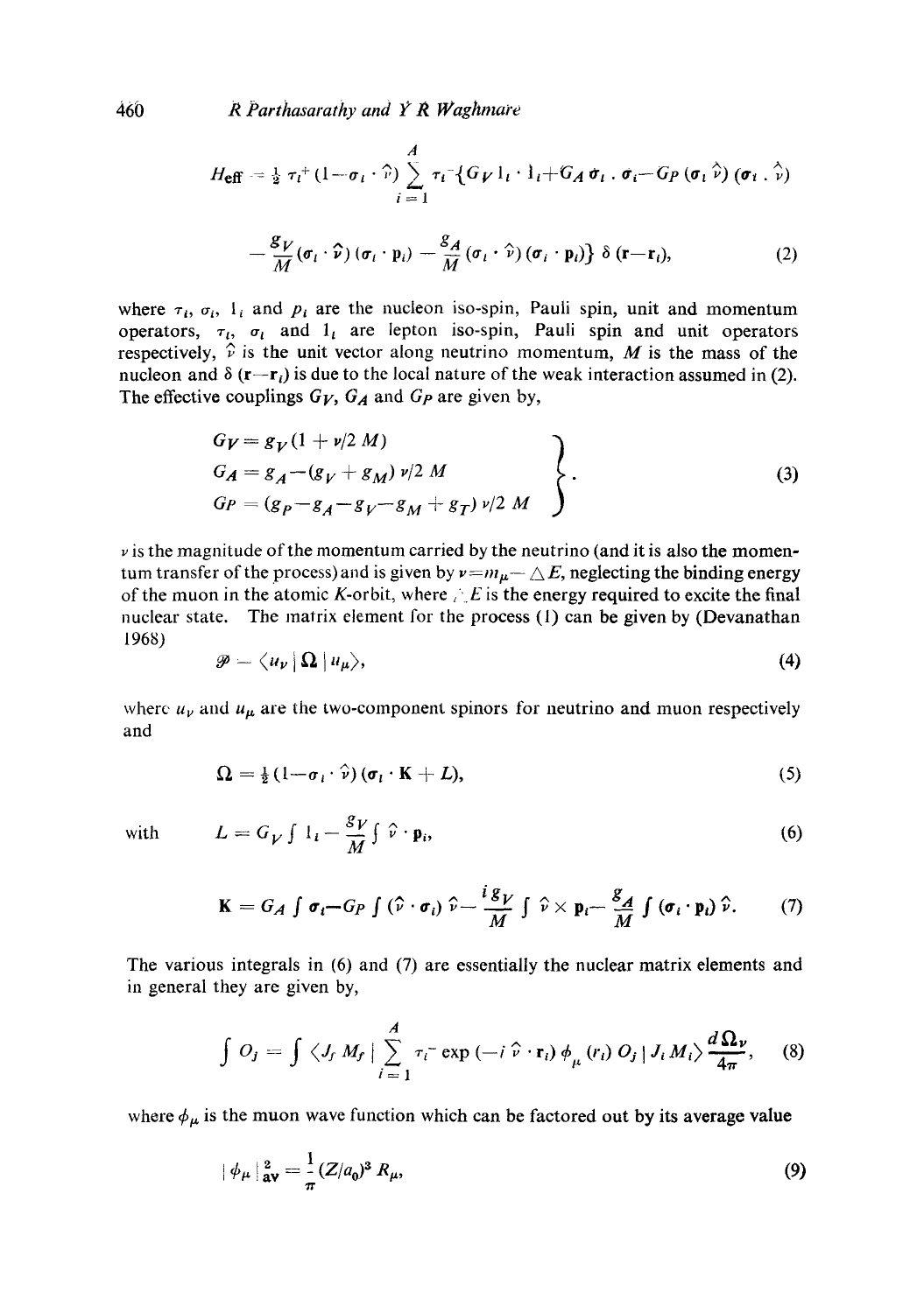$$H_{\rm eff} = \tfrac{1}{2}\, \tau_l^+ (1-\sigma_l \cdot \hat{\nu}) \sum_{i=1}^{A} \tau_i^- \{G_V 1_l \cdot 1_i + G_A \sigma_l \cdot \sigma_i - G_P (\sigma_l\, \hat{\nu}) (\sigma_i \cdot \hat{\nu})$$

$$- \frac{g_V}{M} (\sigma_l \cdot \hat{\nu}) (\sigma_l \cdot \mathbf{p}_i) - \frac{g_A}{M} (\sigma_l \cdot \hat{\nu}) (\sigma_i \cdot \mathbf{p}_i)\}\ \delta\, (\mathbf{r}-\mathbf{r}_i), \tag{2}$$

where $\tau_i$, $\sigma_i$, $1_i$ and $p_i$ are the nucleon iso-spin, Pauli spin, unit and momentum operators, $\tau_l$, $\sigma_l$ and $1_l$ are lepton iso-spin, Pauli spin and unit operators respectively, $\hat{\nu}$ is the unit vector along neutrino momentum, $M$ is the mass of the nucleon and $\delta\,(\mathbf{r}-\mathbf{r}_i)$ is due to the local nature of the weak interaction assumed in (2). The effective couplings $G_V$, $G_A$ and $G_P$ are given by,

$$\left.\begin{aligned} G_V &= g_V (1 + \nu/2\, M) \\ G_A &= g_A - (g_V + g_M)\, \nu/2\, M \\ G_P &= (g_P - g_A - g_V - g_M + g_T)\, \nu/2\, M \end{aligned}\right\}. \tag{3}$$

$\nu$ is the magnitude of the momentum carried by the neutrino (and it is also the momentum transfer of the process) and is given by $\nu = m_\mu - \triangle E$, neglecting the binding energy of the muon in the atomic $K$-orbit, where $\triangle E$ is the energy required to excite the final nuclear state. The matrix element for the process (1) can be given by (Devanathan 1968)

$$\mathscr{P} = \langle u_\nu \,|\, \Omega \,|\, u_\mu \rangle, \tag{4}$$

where $u_\nu$ and $u_\mu$ are the two-component spinors for neutrino and muon respectively and

$$\Omega = \tfrac{1}{2} (1 - \sigma_l \cdot \hat{\nu}) (\sigma_l \cdot \mathbf{K} + L), \tag{5}$$

with
$$L = G_V \int 1_i - \frac{g_V}{M} \int \hat{\nu} \cdot \mathbf{p}_i, \tag{6}$$

$$\mathbf{K} = G_A \int \sigma_i - G_P \int (\hat{\nu} \cdot \sigma_i)\, \hat{\nu} - \frac{i g_V}{M} \int \hat{\nu} \times \mathbf{p}_i - \frac{g_A}{M} \int (\sigma_i \cdot \mathbf{p}_i)\, \hat{\nu}. \tag{7}$$

The various integrals in (6) and (7) are essentially the nuclear matrix elements and in general they are given by,

$$\int O_j = \int \langle J_f\, M_f \,|\, \sum_{i=1}^{A} \tau_i^- \exp\, (-i\, \hat{\nu} \cdot \mathbf{r}_i)\, \phi_\mu (r_i)\, O_j \,|\, J_i\, M_i \rangle \frac{d\Omega_\nu}{4\pi}, \tag{8}$$

where $\phi_\mu$ is the muon wave function which can be factored out by its average value

$$|\, \phi_\mu \,|^2_{\rm av} = \frac{1}{\pi} (Z/a_0)^3\, R_\mu, \tag{9}$$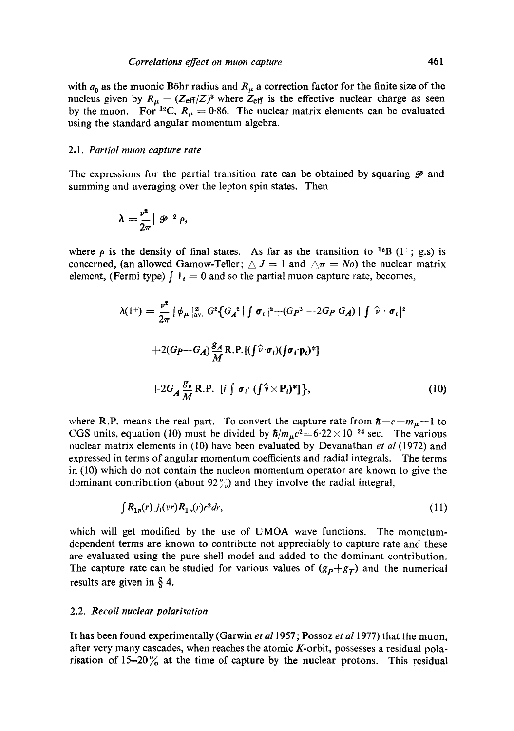with $a_0$ as the muonic Böhr radius and $R_\mu$ a correction factor for the finite size of the nucleus given by $R_\mu = (Z_{\text{eff}}/Z)^3$ where $Z_{\text{eff}}$ is the effective nuclear charge as seen by the muon. For $^{12}$C, $R_\mu = 0{\cdot}86$. The nuclear matrix elements can be evaluated using the standard angular momentum algebra.

### 2.1. *Partial muon capture rate*

The expressions for the partial transition rate can be obtained by squaring $\mathcal{P}$ and summing and averaging over the lepton spin states. Then

$$\lambda = \frac{\nu^2}{2\pi} | \mathcal{P} |^2 \rho,$$

where $\rho$ is the density of final states. As far as the transition to $^{12}$B $(1^+;$ g.s) is concerned, (an allowed Gamow-Teller; $\triangle J = 1$ and $\triangle \pi = No$) the nuclear matrix element, (Fermi type) $\int 1_i = 0$ and so the partial muon capture rate, becomes,

$$\lambda(1^+) = \frac{\nu^2}{2\pi} |\phi_\mu|^2_{\text{av.}}\, G^2 \{ G_A{}^2 | \int \boldsymbol{\sigma}_i |^2 + (G_P{}^2 - 2G_P\, G_A) | \int \hat{\nu} \cdot \boldsymbol{\sigma}_i |^2$$

$$+ 2(G_P - G_A) \frac{g_A}{M} \text{R.P.} [(\int \hat{\nu} \cdot \boldsymbol{\sigma}_i)(\int \boldsymbol{\sigma}_i \cdot \mathbf{p}_i)^*]$$

$$+ 2G_A \frac{g_\nu}{M} \text{R.P.}\ [i \int \boldsymbol{\sigma}_i \cdot (\int \hat{\nu} \times \mathbf{P}_i)^*] \}, \tag{10}$$

where R.P. means the real part. To convert the capture rate from $\hbar = c = m_\mu = 1$ to CGS units, equation (10) must be divided by $\hbar/m_\mu c^2 = 6{\cdot}22 \times 10^{-24}$ sec. The various nuclear matrix elements in (10) have been evaluated by Devanathan *et al* (1972) and expressed in terms of angular momentum coefficients and radial integrals. The terms in (10) which do not contain the nucleon momentum operator are known to give the dominant contribution (about 92%) and they involve the radial integral,

$$\int R_{1p}(r)\, j_l(\nu r) R_{1p}(r) r^2 dr, \tag{11}$$

which will get modified by the use of UMOA wave functions. The momentum-dependent terms are known to contribute not appreciably to capture rate and these are evaluated using the pure shell model and added to the dominant contribution. The capture rate can be studied for various values of $(g_P + g_T)$ and the numerical results are given in § 4.

### 2.2. *Recoil nuclear polarisation*

It has been found experimentally (Garwin *et al* 1957; Possoz *et al* 1977) that the muon, after very many cascades, when reaches the atomic *K*-orbit, possesses a residual polarisation of 15–20% at the time of capture by the nuclear protons. This residual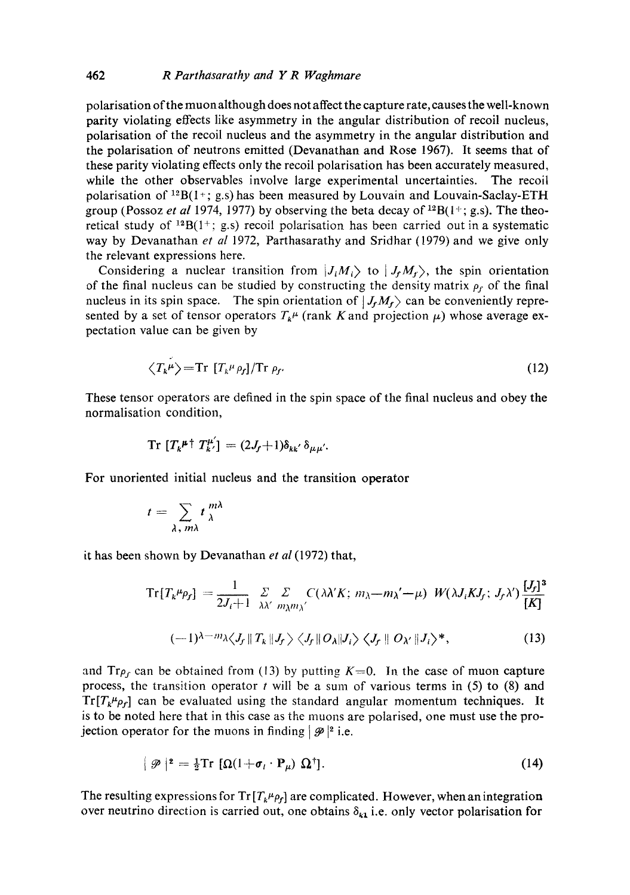polarisation of the muon although does not affect the capture rate, causes the well-known parity violating effects like asymmetry in the angular distribution of recoil nucleus, polarisation of the recoil nucleus and the asymmetry in the angular distribution and the polarisation of neutrons emitted (Devanathan and Rose 1967). It seems that of these parity violating effects only the recoil polarisation has been accurately measured, while the other observables involve large experimental uncertainties. The recoil polarisation of $^{12}B(1^+;$ g.s) has been measured by Louvain and Louvain-Saclay-ETH group (Possoz *et al* 1974, 1977) by observing the beta decay of $^{12}B(1^+;$ g.s). The theoretical study of $^{12}B(1^+;$ g.s) recoil polarisation has been carried out in a systematic way by Devanathan *et al* 1972, Parthasarathy and Sridhar (1979) and we give only the relevant expressions here.

Considering a nuclear transition from $|J_i M_i\rangle$ to $|J_f M_f\rangle$, the spin orientation of the final nucleus can be studied by constructing the density matrix $\rho_f$ of the final nucleus in its spin space. The spin orientation of $|J_f M_f\rangle$ can be conveniently represented by a set of tensor operators $T_k^{\mu}$ (rank $K$ and projection $\mu$) whose average expectation value can be given by

$$\langle T_k^{\mu}\rangle = \mathrm{Tr}\,[T_k^{\mu}\rho_f]/\mathrm{Tr}\,\rho_f. \tag{12}$$

These tensor operators are defined in the spin space of the final nucleus and obey the normalisation condition,

$$\mathrm{Tr}\,[T_k^{\mu\dagger}\, T_{k'}^{\mu'}] = (2J_f+1)\delta_{kk'}\,\delta_{\mu\mu'}.$$

For unoriented initial nucleus and the transition operator

$$t = \sum_{\lambda,\, m\lambda} t_{\lambda}^{m\lambda}$$

it has been shown by Devanathan *et al* (1972) that,

$$\mathrm{Tr}[T_k^{\mu}\rho_f] = \frac{1}{2J_i+1}\sum_{\lambda\lambda'}\sum_{m_\lambda m_{\lambda'}} C(\lambda\lambda' K;\, m_\lambda - m_\lambda' - \mu)\; W(\lambda J_i K J_f;\, J_f \lambda')\,\frac{[J_f]^3}{[K]}$$

$$(-1)^{\lambda - m_\lambda}\langle J_f \| T_k \| J_f\rangle\,\langle J_f \| O_\lambda \| J_i\rangle\,\langle J_f \| O_{\lambda'} \| J_i\rangle^*, \tag{13}$$

and $\mathrm{Tr}\rho_f$ can be obtained from (13) by putting $K=0$. In the case of muon capture process, the transition operator $t$ will be a sum of various terms in (5) to (8) and $\mathrm{Tr}[T_k^{\mu}\rho_f]$ can be evaluated using the standard angular momentum techniques. It is to be noted here that in this case as the muons are polarised, one must use the projection operator for the muons in finding $|\mathscr{P}|^2$ i.e.

$$|\mathscr{P}|^2 = \tfrac{1}{2}\mathrm{Tr}\,[\Omega(1+\boldsymbol{\sigma}_l\cdot\mathbf{P}_\mu)\,\Omega^\dagger]. \tag{14}$$

The resulting expressions for $\mathrm{Tr}\,[T_k^{\mu}\rho_f]$ are complicated. However, when an integration over neutrino direction is carried out, one obtains $\delta_{k1}$ i.e. only vector polarisation for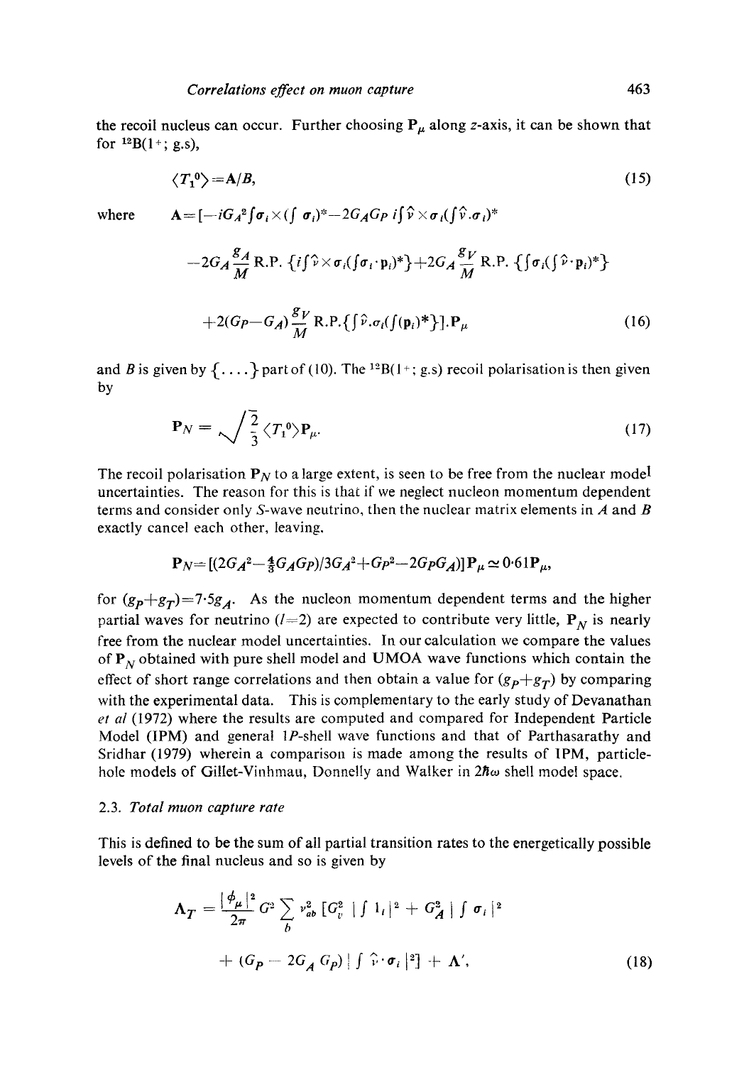the recoil nucleus can occur. Further choosing $\mathbf{P}_\mu$ along $z$-axis, it can be shown that for $^{12}$B(1$^+$; g.s),

$$\langle T_1^0 \rangle = \mathbf{A}/B, \tag{15}$$

where

$$\mathbf{A} = [-iG_A^2 \textstyle\int \boldsymbol{\sigma}_i \times (\int \boldsymbol{\sigma}_i)^* - 2G_A G_P \, i \int \hat{\nu} \times \boldsymbol{\sigma}_i (\int \hat{\nu} . \boldsymbol{\sigma}_i)^*$$

$$- 2G_A \frac{g_A}{M} \text{R.P.} \{ i \textstyle\int \hat{\nu} \times \boldsymbol{\sigma}_i (\int \boldsymbol{\sigma}_i \cdot \mathbf{p}_i)^* \} + 2G_A \frac{g_V}{M} \text{R.P.} \{ \int \boldsymbol{\sigma}_i (\int \hat{\nu} \cdot \mathbf{p}_i)^* \}$$

$$+ 2(G_P - G_A) \frac{g_V}{M} \text{R.P.} \{ \textstyle\int \hat{\nu} . \boldsymbol{\sigma}_i (\int (\mathbf{p}_i)^* \} ] . \mathbf{P}_\mu \tag{16}$$

and $B$ is given by $\{ \ldots . \}$ part of (10). The $^{12}$B(1$^+$; g.s) recoil polarisation is then given by

$$\mathbf{P}_N = \sqrt{\frac{2}{3}} \langle T_1^0 \rangle \mathbf{P}_\mu . \tag{17}$$

The recoil polarisation $\mathbf{P}_N$ to a large extent, is seen to be free from the nuclear model uncertainties. The reason for this is that if we neglect nucleon momentum dependent terms and consider only $S$-wave neutrino, then the nuclear matrix elements in $A$ and $B$ exactly cancel each other, leaving,

$$\mathbf{P}_N = [(2G_A^2 - \tfrac{4}{3} G_A G_P)/3G_A^2 + G_P^2 - 2G_P G_A)] \mathbf{P}_\mu \simeq 0{\cdot}61 \mathbf{P}_\mu,$$

for $(g_P + g_T) = 7{\cdot}5 g_A$. As the nucleon momentum dependent terms and the higher partial waves for neutrino ($l = 2$) are expected to contribute very little, $\mathbf{P}_N$ is nearly free from the nuclear model uncertainties. In our calculation we compare the values of $\mathbf{P}_N$ obtained with pure shell model and UMOA wave functions which contain the effect of short range correlations and then obtain a value for $(g_P + g_T)$ by comparing with the experimental data. This is complementary to the early study of Devanathan *et al* (1972) where the results are computed and compared for Independent Particle Model (IPM) and general $1P$-shell wave functions and that of Parthasarathy and Sridhar (1979) wherein a comparison is made among the results of IPM, particle-hole models of Gillet-Vinhmau, Donnelly and Walker in $2\hbar\omega$ shell model space.

### 2.3. *Total muon capture rate*

This is defined to be the sum of all partial transition rates to the energetically possible levels of the final nucleus and so is given by

$$\Lambda_T = \frac{|\phi_\mu|^2}{2\pi} G^2 \sum_b \nu_{ab}^2 \, [G_v^2 \, | \textstyle\int 1_i |^2 + G_A^2 \, | \int \boldsymbol{\sigma}_i |^2$$

$$+ (G_P - 2G_A \, G_P) \, | \textstyle\int \hat{\nu} \cdot \boldsymbol{\sigma}_i |^2] + \Lambda', \tag{18}$$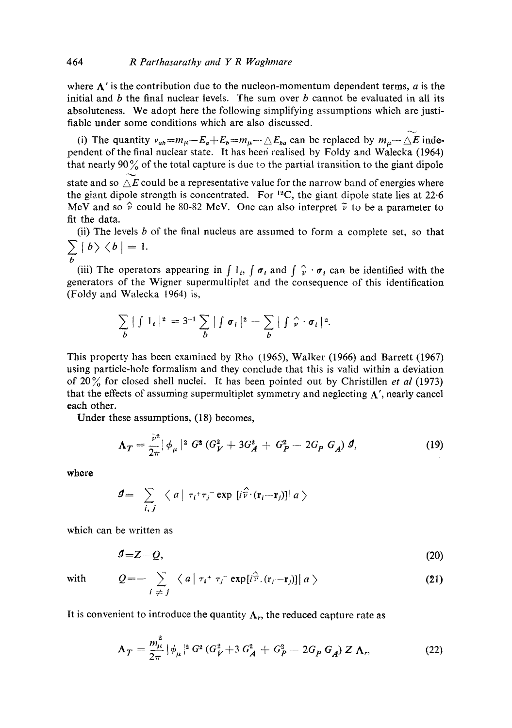where $\Lambda'$ is the contribution due to the nucleon-momentum dependent terms, $a$ is the initial and $b$ the final nuclear levels. The sum over $b$ cannot be evaluated in all its absoluteness. We adopt here the following simplifying assumptions which are justifiable under some conditions which are also discussed.

(i) The quantity $\nu_{ab}=m_\mu-E_a+E_b=m_\mu-\triangle E_{ba}$ can be replaced by $m_\mu-\widetilde{\triangle E}$ independent of the final nuclear state. It has been realised by Foldy and Walecka (1964) that nearly 90% of the total capture is due to the partial transition to the giant dipole state and so $\widetilde{\triangle E}$ could be a representative value for the narrow band of energies where the giant dipole strength is concentrated. For $^{12}C$, the giant dipole state lies at 22·6 MeV and so $\tilde{\nu}$ could be 80-82 MeV. One can also interpret $\tilde{\nu}$ to be a parameter to fit the data.

(ii) The levels $b$ of the final nucleus are assumed to form a complete set, so that $\sum_b |b\rangle\langle b| = 1$.

(iii) The operators appearing in $\int 1_i$, $\int \boldsymbol{\sigma}_i$ and $\int \hat{\nu}\cdot\boldsymbol{\sigma}_i$ can be identified with the generators of the Wigner supermultiplet and the consequence of this identification (Foldy and Walecka 1964) is,

$$\sum_b |\textstyle\int 1_i|^2 = 3^{-1}\sum_b |\textstyle\int \boldsymbol{\sigma}_i|^2 = \sum_b |\textstyle\int \hat{\nu}\cdot\boldsymbol{\sigma}_i|^2.$$

This property has been examined by Rho (1965), Walker (1966) and Barrett (1967) using particle-hole formalism and they conclude that this is valid within a deviation of 20% for closed shell nuclei. It has been pointed out by Christillen *et al* (1973) that the effects of assuming supermultiplet symmetry and neglecting $\Lambda'$, nearly cancel each other.

Under these assumptions, (18) becomes,

$$\Lambda_T = \frac{\tilde{\nu}^2}{2\pi}|\phi_\mu|^2 G^2 (G_V^2 + 3G_A^2 + G_P^2 - 2G_P G_A)\, \mathcal{I}, \tag{19}$$

where

$$\mathcal{I} = \sum_{i,j} \langle a |\, \tau_i^+ \tau_j^- \exp[i\hat{\nu}\cdot(\mathbf{r}_i - \mathbf{r}_j)]\,| a \rangle$$

which can be written as

$$\mathcal{I} = Z - Q, \tag{20}$$

with

$$Q = -\sum_{i\neq j} \langle a |\, \tau_i^+ \tau_j^- \exp[i\hat{\nu}.(\mathbf{r}_i - \mathbf{r}_j)]\,| a \rangle \tag{21}$$

It is convenient to introduce the quantity $\Lambda_r$, the reduced capture rate as

$$\Lambda_T = \frac{m_\mu^2}{2\pi}|\phi_\mu|^2 G^2 (G_V^2 + 3\,G_A^2 + G_P^2 - 2G_P G_A)\, Z\, \Lambda_r, \tag{22}$$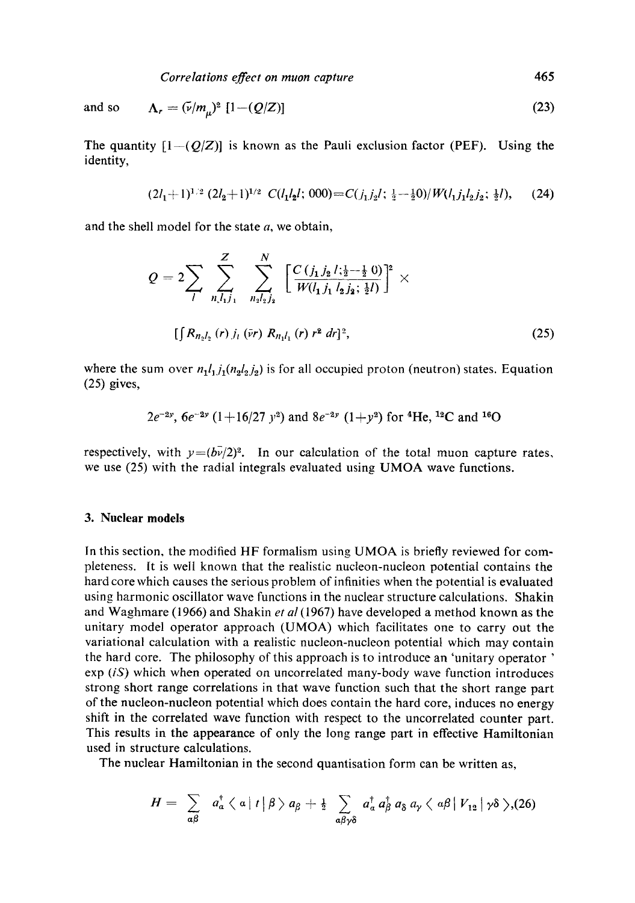and so $\quad \Lambda_r = (\bar{\nu}/m_\mu)^2 \, [1-(Q/Z)] \quad (23)$

The quantity $[1-(Q/Z)]$ is known as the Pauli exclusion factor (PEF). Using the identity,

$$(2l_1+1)^{1/2} (2l_2+1)^{1/2} \, C(l_1 l_2 l; 000) = C(j_1 j_2 l; \tfrac{1}{2} - \tfrac{1}{2} 0)/W(l_1 j_1 l_2 j_2; \tfrac{1}{2} l), \quad (24)$$

and the shell model for the state $a$, we obtain,

$$Q = 2 \sum_{l} \sum_{n_1 l_1 j_1}^{Z} \sum_{n_2 l_2 j_2}^{N} \left[ \frac{C(j_1 j_2 l; \frac{1}{2} - \frac{1}{2} 0)}{W(l_1 j_1 l_2 j_2; \frac{1}{2} l)} \right]^2 \times$$

$$[\int R_{n_2 l_2}(r) \, j_l(\bar{\nu} r) \, R_{n_1 l_1}(r) \, r^2 \, dr]^2, \quad (25)$$

where the sum over $n_1 l_1 j_1 (n_2 l_2 j_2)$ is for all occupied proton (neutron) states. Equation (25) gives,

$$2e^{-2y}, \; 6e^{-2y} (1+16/27 \, y^2) \text{ and } 8e^{-2y} (1+y^2) \text{ for } {}^4\text{He}, {}^{12}\text{C} \text{ and } {}^{16}\text{O}$$

respectively, with $y=(b\bar{\nu}/2)^2$. In our calculation of the total muon capture rates, we use (25) with the radial integrals evaluated using UMOA wave functions.

## 3. Nuclear models

In this section, the modified HF formalism using UMOA is briefly reviewed for completeness. It is well known that the realistic nucleon-nucleon potential contains the hard core which causes the serious problem of infinities when the potential is evaluated using harmonic oscillator wave functions in the nuclear structure calculations. Shakin and Waghmare (1966) and Shakin *et al* (1967) have developed a method known as the unitary model operator approach (UMOA) which facilitates one to carry out the variational calculation with a realistic nucleon-nucleon potential which may contain the hard core. The philosophy of this approach is to introduce an 'unitary operator' exp $(iS)$ which when operated on uncorrelated many-body wave function introduces strong short range correlations in that wave function such that the short range part of the nucleon-nucleon potential which does contain the hard core, induces no energy shift in the correlated wave function with respect to the uncorrelated counter part. This results in the appearance of only the long range part in effective Hamiltonian used in structure calculations.

The nuclear Hamiltonian in the second quantisation form can be written as,

$$H = \sum_{\alpha\beta} a_\alpha^\dagger \langle \alpha | t | \beta \rangle a_\beta + \tfrac{1}{2} \sum_{\alpha\beta\gamma\delta} a_\alpha^\dagger a_\beta^\dagger a_\delta a_\gamma \langle \alpha\beta | V_{12} | \gamma\delta \rangle, \quad (26)$$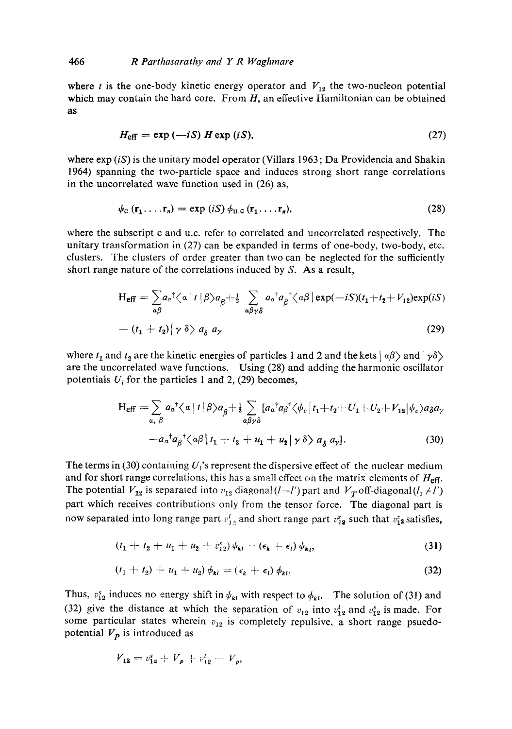where $t$ is the one-body kinetic energy operator and $V_{12}$ the two-nucleon potential which may contain the hard core. From $H$, an effective Hamiltonian can be obtained as

$$H_{\text{eff}} = \exp(-iS)\, H \exp(iS), \tag{27}$$

where $\exp(iS)$ is the unitary model operator (Villars 1963; Da Providencia and Shakin 1964) spanning the two-particle space and induces strong short range correlations in the uncorrelated wave function used in (26) as,

$$\psi_{\text{c}}(\mathbf{r}_1 \ldots \mathbf{r}_n) = \exp(iS)\, \phi_{\text{u.c}}(\mathbf{r}_1 \ldots \mathbf{r}_n), \tag{28}$$

where the subscript c and u.c. refer to correlated and uncorrelated respectively. The unitary transformation in (27) can be expanded in terms of one-body, two-body, etc. clusters. The clusters of order greater than two can be neglected for the sufficiently short range nature of the correlations induced by $S$. As a result,

$$\text{H}_{\text{eff}} = \sum_{\alpha\beta} a_\alpha^\dagger \langle \alpha | t | \beta \rangle a_\beta + \tfrac{1}{2} \sum_{\alpha\beta\gamma\delta} a_\alpha^\dagger a_\beta^\dagger \langle \alpha\beta | \exp(-iS)(t_1 + t_2 + V_{12}) \exp(iS) - (t_1 + t_2) | \gamma\, \delta \rangle a_\delta\, a_\gamma \tag{29}$$

where $t_1$ and $t_2$ are the kinetic energies of particles 1 and 2 and the kets $|\alpha\beta\rangle$ and $|\gamma\delta\rangle$ are the uncorrelated wave functions. Using (28) and adding the harmonic oscillator potentials $U_i$ for the particles 1 and 2, (29) becomes,

$$\text{H}_{\text{eff}} = \sum_{\alpha,\,\beta} a_\alpha^\dagger \langle \alpha | t | \beta \rangle a_\beta + \tfrac{1}{2} \sum_{\alpha\beta\gamma\delta} [a_\alpha^\dagger a_\beta^\dagger \langle \psi_c | t_1 + t_2 + U_1 + U_2 + V_{12} | \psi_c \rangle a_\delta a_\gamma - a_\alpha^\dagger a_\beta^\dagger \langle \alpha\beta | t_1 + t_2 + u_1 + u_2 | \gamma\, \delta \rangle a_\delta\, a_\gamma]. \tag{30}$$

The terms in (30) containing $U_i$'s represent the dispersive effect of the nuclear medium and for short range correlations, this has a small effect on the matrix elements of $H_{\text{eff}}$. The potential $V_{12}$ is separated into $v_{12}$ diagonal ($l = l'$) part and $V_T$ off-diagonal ($l_1 \neq l'$) part which receives contributions only from the tensor force. The diagonal part is now separated into long range part $v_{12}^l$ and short range part $v_{12}^s$ such that $v_{12}^s$ satisfies,

$$(t_1 + t_2 + u_1 + u_2 + v_{12}^s)\, \psi_{kl} = (\epsilon_k + \epsilon_l)\, \psi_{kl}, \tag{31}$$

$$(t_1 + t_2) + u_1 + u_2)\, \phi_{kl} = (\epsilon_k + \epsilon_l)\, \phi_{kl}. \tag{32}$$

Thus, $v_{12}^s$ induces no energy shift in $\psi_{kl}$ with respect to $\phi_{kl}$. The solution of (31) and (32) give the distance at which the separation of $v_{12}$ into $v_{12}^l$ and $v_{12}^s$ is made. For some particular states wherein $v_{12}$ is completely repulsive, a short range psuedo-potential $V_p$ is introduced as

$$V_{12} = v_{12}^s + V_p + v_{12}^l - V_p,$$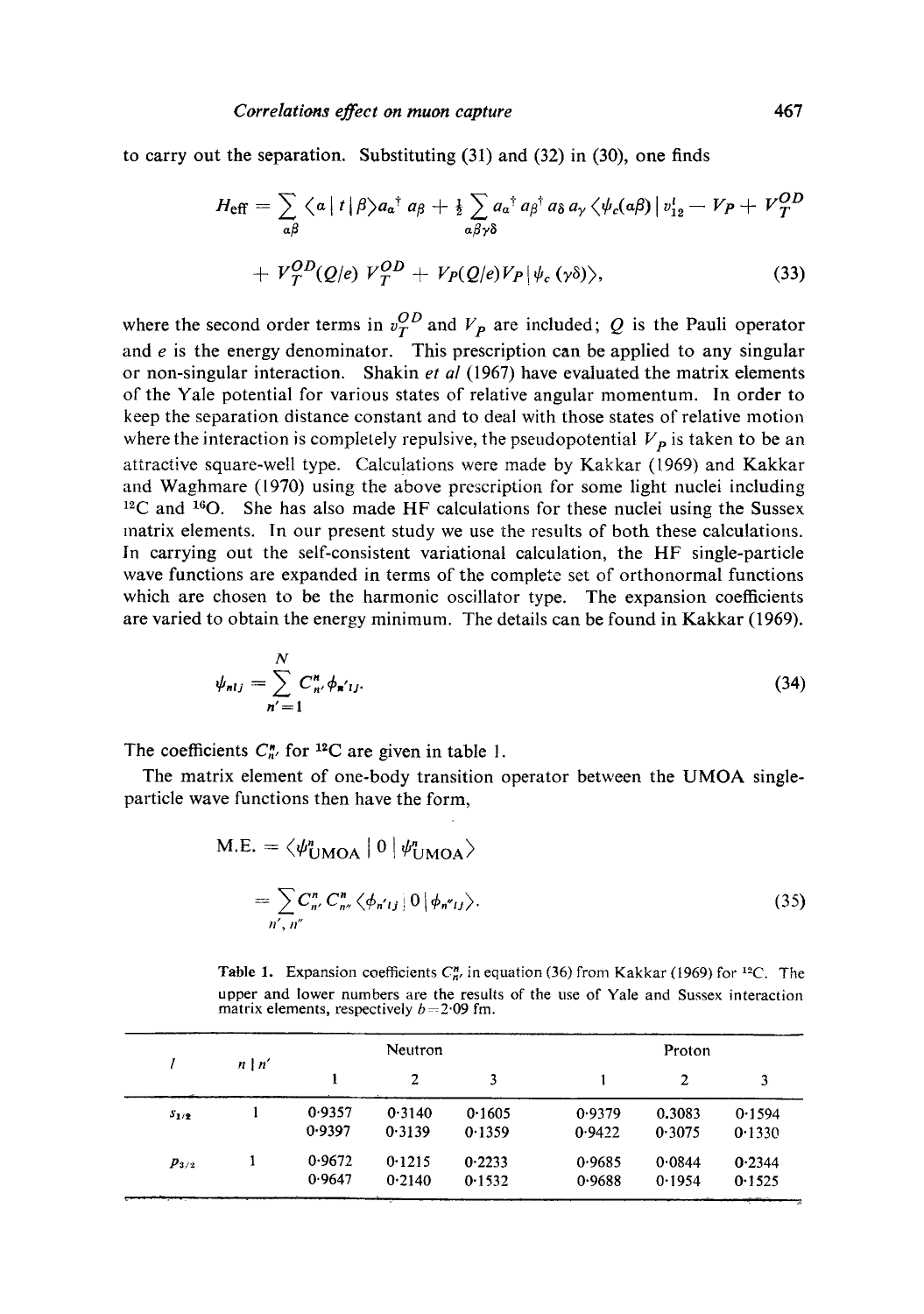to carry out the separation. Substituting (31) and (32) in (30), one finds

$$H_{\rm eff} = \sum_{\alpha\beta} \langle \alpha \,|\, t \,|\, \beta \rangle a_\alpha^\dagger a_\beta + \tfrac{1}{2} \sum_{\alpha\beta\gamma\delta} a_\alpha^\dagger a_\beta^\dagger a_\delta a_\gamma \langle \psi_c(\alpha\beta) \,|\, v_{12}^l - V_P + V_T^{OD}$$

$$+ V_T^{OD}(Q/e)\, V_T^{OD} + V_P(Q/e) V_P \,|\, \psi_c(\gamma\delta) \rangle, \tag{33}$$

where the second order terms in $v_T^{OD}$ and $V_P$ are included; $Q$ is the Pauli operator and $e$ is the energy denominator. This prescription can be applied to any singular or non-singular interaction. Shakin *et al* (1967) have evaluated the matrix elements of the Yale potential for various states of relative angular momentum. In order to keep the separation distance constant and to deal with those states of relative motion where the interaction is completely repulsive, the pseudopotential $V_P$ is taken to be an attractive square-well type. Calculations were made by Kakkar (1969) and Kakkar and Waghmare (1970) using the above prescription for some light nuclei including $^{12}$C and $^{16}$O. She has also made HF calculations for these nuclei using the Sussex matrix elements. In our present study we use the results of both these calculations. In carrying out the self-consistent variational calculation, the HF single-particle wave functions are expanded in terms of the complete set of orthonormal functions which are chosen to be the harmonic oscillator type. The expansion coefficients are varied to obtain the energy minimum. The details can be found in Kakkar (1969).

$$\psi_{nlj} = \sum_{n'=1}^{N} C_{n'}^{n} \phi_{n'lj}. \tag{34}$$

The coefficients $C_{n'}^{n}$ for $^{12}$C are given in table 1.

The matrix element of one-body transition operator between the UMOA single-particle wave functions then have the form,

$$\text{M.E.} = \langle \psi_{\rm UMOA}^{n} \,|\, 0 \,|\, \psi_{\rm UMOA}^{n} \rangle$$

$$= \sum_{n',\,n''} C_{n'}^{n} C_{n''}^{n} \langle \phi_{n'lj} \,|\, 0 \,|\, \phi_{n''lj} \rangle. \tag{35}$$

**Table 1.** Expansion coefficients $C_{n'}^{n}$ in equation (36) from Kakkar (1969) for $^{12}$C. The upper and lower numbers are the results of the use of Yale and Sussex interaction matrix elements, respectively $b = 2{\cdot}09$ fm.

| $l$ | $n \mid n'$ | Neutron | | | Proton | | |
|---|---|---|---|---|---|---|---|
| | | 1 | 2 | 3 | 1 | 2 | 3 |
| $s_{1/2}$ | 1 | 0·9357 | 0·3140 | 0·1605 | 0·9379 | 0.3083 | 0·1594 |
| | | 0·9397 | 0·3139 | 0·1359 | 0·9422 | 0·3075 | 0·1330 |
| $p_{3/2}$ | 1 | 0·9672 | 0·1215 | 0·2233 | 0·9685 | 0·0844 | 0·2344 |
| | | 0·9647 | 0·2140 | 0·1532 | 0·9688 | 0·1954 | 0·1525 |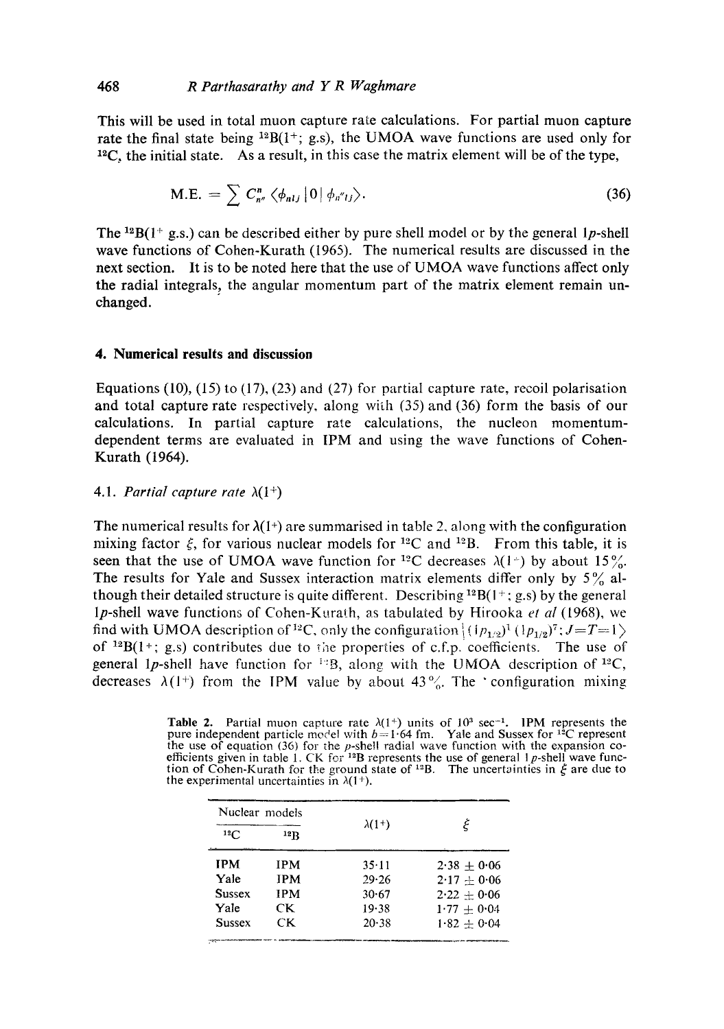This will be used in total muon capture rate calculations. For partial muon capture rate the final state being $^{12}B(1^+; g.s)$, the UMOA wave functions are used only for $^{12}C$, the initial state. As a result, in this case the matrix element will be of the type,

$$\text{M.E.} = \sum C^n_{n''} \langle \phi_{nlj} | 0 | \phi_{n''lj} \rangle. \tag{36}$$

The $^{12}B(1^+$ g.s.) can be described either by pure shell model or by the general $1p$-shell wave functions of Cohen-Kurath (1965). The numerical results are discussed in the next section. It is to be noted here that the use of UMOA wave functions affect only the radial integrals, the angular momentum part of the matrix element remain unchanged.

## 4. Numerical results and discussion

Equations (10), (15) to (17), (23) and (27) for partial capture rate, recoil polarisation and total capture rate respectively, along with (35) and (36) form the basis of our calculations. In partial capture rate calculations, the nucleon momentum-dependent terms are evaluated in IPM and using the wave functions of Cohen-Kurath (1964).

### 4.1. *Partial capture rate* $\lambda(1^+)$

The numerical results for $\lambda(1^+)$ are summarised in table 2, along with the configuration mixing factor $\xi$, for various nuclear models for $^{12}C$ and $^{12}B$. From this table, it is seen that the use of UMOA wave function for $^{12}C$ decreases $\lambda(1^+)$ by about 15%. The results for Yale and Sussex interaction matrix elements differ only by 5% although their detailed structure is quite different. Describing $^{12}B(1^+$; g.s) by the general $1p$-shell wave functions of Cohen-Kurath, as tabulated by Hirooka *et al* (1968), we find with UMOA description of $^{12}C$, only the configuration $|(1p_{3/2})^1 (1p_{1/2})^7; J=T=1\rangle$ of $^{12}B(1^+$; g.s) contributes due to the properties of c.f.p. coefficients. The use of general $1p$-shell have function for $^{12}B$, along with the UMOA description of $^{12}C$, decreases $\lambda(1^+)$ from the IPM value by about 43%. The 'configuration mixing

**Table 2.** Partial muon capture rate $\lambda(1^+)$ units of $10^3$ sec$^{-1}$. IPM represents the pure independent particle model with $b=1{\cdot}64$ fm. Yale and Sussex for $^{12}C$ represent the use of equation (36) for the $p$-shell radial wave function with the expansion coefficients given in table 1. CK for $^{12}B$ represents the use of general $1p$-shell wave function of Cohen-Kurath for the ground state of $^{12}B$. The uncertainties in $\xi$ are due to the experimental uncertainties in $\lambda(1^+)$.

| Nuclear models | | $\lambda(1^+)$ | $\xi$ |
|---|---|---|---|
| $^{12}C$ | $^{12}B$ | | |
| IPM | IPM | 35·11 | 2·38 ± 0·06 |
| Yale | IPM | 29·26 | 2·17 ± 0·06 |
| Sussex | IPM | 30·67 | 2·22 ± 0·06 |
| Yale | CK | 19·38 | 1·77 ± 0·04 |
| Sussex | CK | 20·38 | 1·82 ± 0·04 |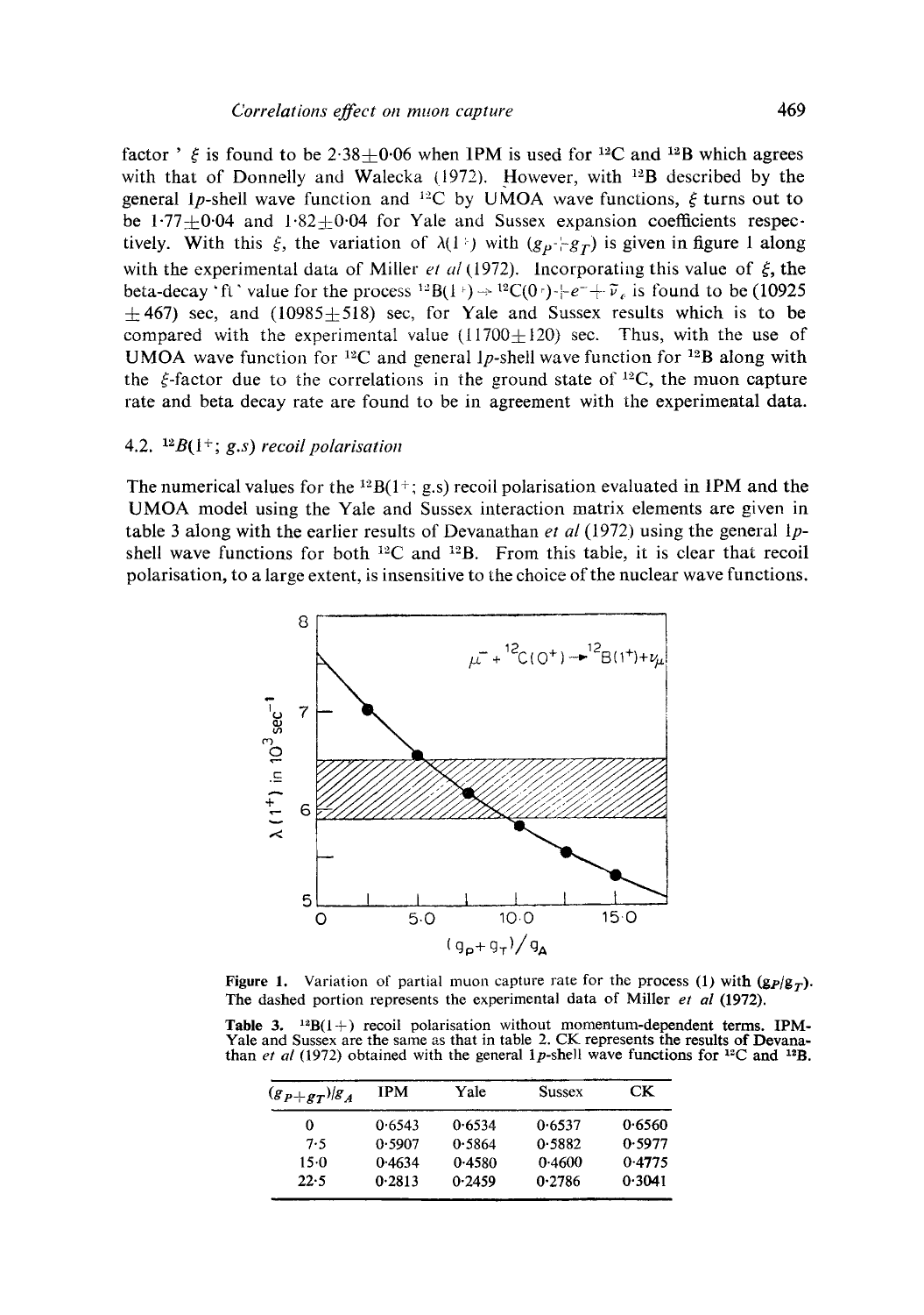factor ' $\xi$ is found to be $2 \cdot 38 \pm 0 \cdot 06$ when IPM is used for $^{12}C$ and $^{12}B$ which agrees with that of Donnelly and Walecka (1972). However, with $^{12}B$ described by the general $1p$-shell wave function and $^{12}C$ by UMOA wave functions, $\xi$ turns out to be $1 \cdot 77 \pm 0 \cdot 04$ and $1 \cdot 82 \pm 0 \cdot 04$ for Yale and Sussex expansion coefficients respectively. With this $\xi$, the variation of $\lambda(1^+)$ with $(g_P + g_T)$ is given in figure 1 along with the experimental data of Miller *et al* (1972). Incorporating this value of $\xi$, the beta-decay '$ft$' value for the process $^{12}B(1^+) \rightarrow {}^{12}C(0^+) + e^- + \bar{\nu}_e$ is found to be $(10925 \pm 467)$ sec, and $(10985 \pm 518)$ sec, for Yale and Sussex results which is to be compared with the experimental value $(11700 \pm 120)$ sec. Thus, with the use of UMOA wave function for $^{12}C$ and general $1p$-shell wave function for $^{12}B$ along with the $\xi$-factor due to the correlations in the ground state of $^{12}C$, the muon capture rate and beta decay rate are found to be in agreement with the experimental data.

### 4.2. $^{12}B(1^+;$ g.s) recoil polarisation

The numerical values for the $^{12}B(1^+;$ g.s) recoil polarisation evaluated in IPM and the UMOA model using the Yale and Sussex interaction matrix elements are given in table 3 along with the earlier results of Devanathan *et al* (1972) using the general $1p$-shell wave functions for both $^{12}C$ and $^{12}B$. From this table, it is clear that recoil polarisation, to a large extent, is insensitive to the choice of the nuclear wave functions.

**Figure 1.** Variation of partial muon capture rate for the process (1) with $(g_P/g_T)$. The dashed portion represents the experimental data of Miller *et al* (1972).

**Table 3.** $^{12}B(1+)$ recoil polarisation without momentum-dependent terms. IPM-Yale and Sussex are the same as that in table 2. CK represents the results of Devanathan *et al* (1972) obtained with the general $1p$-shell wave functions for $^{12}C$ and $^{12}B$.

| $(g_P + g_T)/g_A$ | IPM | Yale | Sussex | CK |
|---|---|---|---|---|
| 0 | 0·6543 | 0·6534 | 0·6537 | 0·6560 |
| 7·5 | 0·5907 | 0·5864 | 0·5882 | 0·5977 |
| 15·0 | 0·4634 | 0·4580 | 0·4600 | 0·4775 |
| 22·5 | 0·2813 | 0·2459 | 0·2786 | 0·3041 |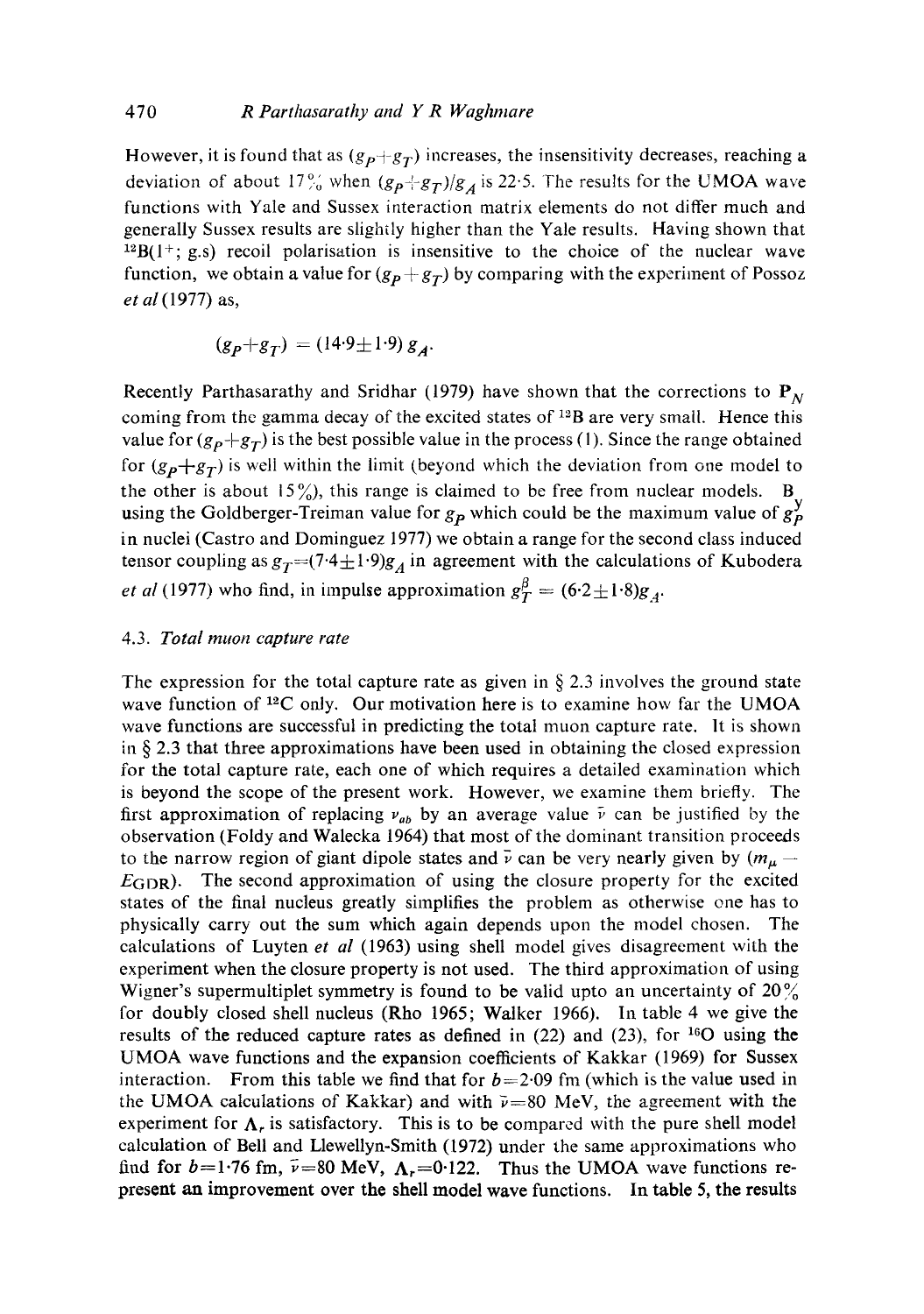However, it is found that as $(g_P+g_T)$ increases, the insensitivity decreases, reaching a deviation of about 17% when $(g_P+g_T)/g_A$ is 22·5. The results for the UMOA wave functions with Yale and Sussex interaction matrix elements do not differ much and generally Sussex results are slightly higher than the Yale results. Having shown that $^{12}B(1^+; g.s)$ recoil polarisation is insensitive to the choice of the nuclear wave function, we obtain a value for $(g_P+g_T)$ by comparing with the experiment of Possoz *et al* (1977) as,

$$(g_P+g_T) = (14{\cdot}9 \pm 1{\cdot}9)\, g_A.$$

Recently Parthasarathy and Sridhar (1979) have shown that the corrections to $\mathbf{P}_N$ coming from the gamma decay of the excited states of $^{12}B$ are very small. Hence this value for $(g_P+g_T)$ is the best possible value in the process (1). Since the range obtained for $(g_P+g_T)$ is well within the limit (beyond which the deviation from one model to the other is about 15%), this range is claimed to be free from nuclear models. By using the Goldberger-Treiman value for $g_P$ which could be the maximum value of $g_P^y$ in nuclei (Castro and Dominguez 1977) we obtain a range for the second class induced tensor coupling as $g_T=(7{\cdot}4\pm1{\cdot}9)g_A$ in agreement with the calculations of Kubodera *et al* (1977) who find, in impulse approximation $g_T^\beta = (6{\cdot}2\pm1{\cdot}8)g_A$.

### 4.3. *Total muon capture rate*

The expression for the total capture rate as given in § 2.3 involves the ground state wave function of $^{12}C$ only. Our motivation here is to examine how far the UMOA wave functions are successful in predicting the total muon capture rate. It is shown in § 2.3 that three approximations have been used in obtaining the closed expression for the total capture rate, each one of which requires a detailed examination which is beyond the scope of the present work. However, we examine them briefly. The first approximation of replacing $\nu_{ab}$ by an average value $\bar{\nu}$ can be justified by the observation (Foldy and Walecka 1964) that most of the dominant transition proceeds to the narrow region of giant dipole states and $\bar{\nu}$ can be very nearly given by $(m_\mu - E_{\rm GDR})$. The second approximation of using the closure property for the excited states of the final nucleus greatly simplifies the problem as otherwise one has to physically carry out the sum which again depends upon the model chosen. The calculations of Luyten *et al* (1963) using shell model gives disagreement with the experiment when the closure property is not used. The third approximation of using Wigner's supermultiplet symmetry is found to be valid upto an uncertainty of 20% for doubly closed shell nucleus (Rho 1965; Walker 1966). In table 4 we give the results of the reduced capture rates as defined in (22) and (23), for $^{16}O$ using the UMOA wave functions and the expansion coefficients of Kakkar (1969) for Sussex interaction. From this table we find that for $b=2{\cdot}09$ fm (which is the value used in the UMOA calculations of Kakkar) and with $\bar{\nu}=80$ MeV, the agreement with the experiment for $\Lambda_r$ is satisfactory. This is to be compared with the pure shell model calculation of Bell and Llewellyn-Smith (1972) under the same approximations who find for $b=1{\cdot}76$ fm, $\bar{\nu}=80$ MeV, $\Lambda_r=0{\cdot}122$. Thus the UMOA wave functions represent an improvement over the shell model wave functions. In table 5, the results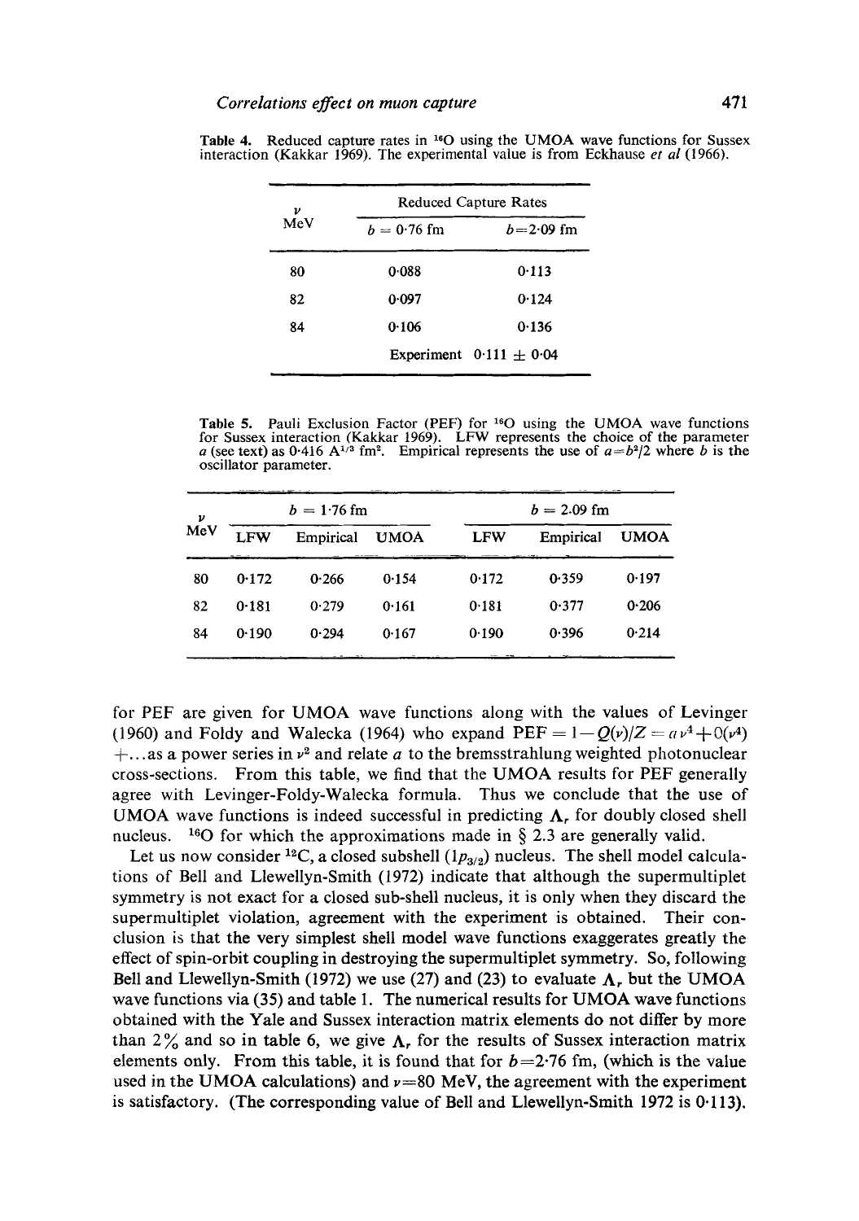Table 4. Reduced capture rates in $^{16}O$ using the UMOA wave functions for Sussex interaction (Kakkar 1969). The experimental value is from Eckhause *et al* (1966).

| $\nu$ MeV | Reduced Capture Rates | |
|---|---|---|
| | $b = 0.76$ fm | $b = 2.09$ fm |
| 80 | 0.088 | 0.113 |
| 82 | 0.097 | 0.124 |
| 84 | 0.106 | 0.136 |
| | Experiment $0.111 \pm 0.04$ | |

Table 5. Pauli Exclusion Factor (PEF) for $^{16}O$ using the UMOA wave functions for Sussex interaction (Kakkar 1969). LFW represents the choice of the parameter $a$ (see text) as $0.416\ A^{1/3}\ \text{fm}^2$. Empirical represents the use of $a = b^2/2$ where $b$ is the oscillator parameter.

| $\nu$ MeV | $b = 1.76$ fm | | | $b = 2.09$ fm | | |
|---|---|---|---|---|---|---|
| | LFW | Empirical | UMOA | LFW | Empirical | UMOA |
| 80 | 0.172 | 0.266 | 0.154 | 0.172 | 0.359 | 0.197 |
| 82 | 0.181 | 0.279 | 0.161 | 0.181 | 0.377 | 0.206 |
| 84 | 0.190 | 0.294 | 0.167 | 0.190 | 0.396 | 0.214 |

for PEF are given for UMOA wave functions along with the values of Levinger (1960) and Foldy and Walecka (1964) who expand $\text{PEF} = 1 - Q(\nu)/Z = a\nu^2 + 0(\nu^4) + \ldots$ as a power series in $\nu^2$ and relate $a$ to the bremsstrahlung weighted photonuclear cross-sections. From this table, we find that the UMOA results for PEF generally agree with Levinger-Foldy-Walecka formula. Thus we conclude that the use of UMOA wave functions is indeed successful in predicting $\Lambda_r$ for doubly closed shell nucleus. $^{16}O$ for which the approximations made in § 2.3 are generally valid.

Let us now consider $^{12}C$, a closed subshell ($1p_{3/2}$) nucleus. The shell model calculations of Bell and Llewellyn-Smith (1972) indicate that although the supermultiplet symmetry is not exact for a closed sub-shell nucleus, it is only when they discard the supermultiplet violation, agreement with the experiment is obtained. Their conclusion is that the very simplest shell model wave functions exaggerates greatly the effect of spin-orbit coupling in destroying the supermultiplet symmetry. So, following Bell and Llewellyn-Smith (1972) we use (27) and (23) to evaluate $\Lambda_r$ but the UMOA wave functions via (35) and table 1. The numerical results for UMOA wave functions obtained with the Yale and Sussex interaction matrix elements do not differ by more than 2% and so in table 6, we give $\Lambda_r$ for the results of Sussex interaction matrix elements only. From this table, it is found that for $b = 2.76$ fm, (which is the value used in the UMOA calculations) and $\nu = 80$ MeV, the agreement with the experiment is satisfactory. (The corresponding value of Bell and Llewellyn-Smith 1972 is 0.113).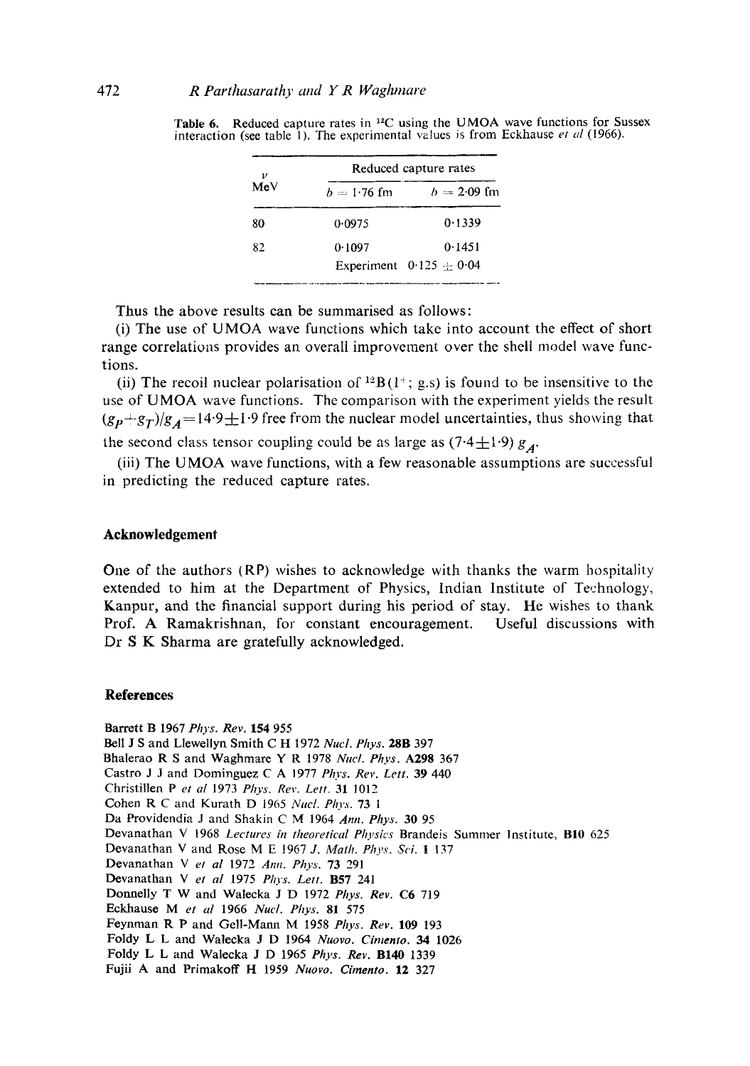Table 6. Reduced capture rates in $^{12}C$ using the UMOA wave functions for Sussex interaction (see table 1). The experimental values is from Eckhause *et al* (1966).

| $\nu$ MeV | Reduced capture rates | |
|---|---|---|
| | $b = 1{\cdot}76$ fm | $b = 2{\cdot}09$ fm |
| 80 | 0·0975 | 0·1339 |
| 82 | 0·1097 | 0·1451 |
| | Experiment | 0·125 ± 0·04 |

Thus the above results can be summarised as follows:

(i) The use of UMOA wave functions which take into account the effect of short range correlations provides an overall improvement over the shell model wave functions.

(ii) The recoil nuclear polarisation of $^{12}B(1^+; g.s)$ is found to be insensitive to the use of UMOA wave functions. The comparison with the experiment yields the result $(g_P + g_T)/g_A = 14{\cdot}9 \pm 1{\cdot}9$ free from the nuclear model uncertainties, thus showing that the second class tensor coupling could be as large as $(7{\cdot}4 \pm 1{\cdot}9)\, g_A$.

(iii) The UMOA wave functions, with a few reasonable assumptions are successful in predicting the reduced capture rates.

## Acknowledgement

One of the authors (RP) wishes to acknowledge with thanks the warm hospitality extended to him at the Department of Physics, Indian Institute of Technology, Kanpur, and the financial support during his period of stay. He wishes to thank Prof. A Ramakrishnan, for constant encouragement. Useful discussions with Dr S K Sharma are gratefully acknowledged.

## References

Barrett B 1967 *Phys. Rev.* **154** 955

Bell J S and Llewellyn Smith C H 1972 *Nucl. Phys.* **28B** 397

Bhalerao R S and Waghmare Y R 1978 *Nucl. Phys.* **A298** 367

Castro J J and Dominguez C A 1977 *Phys. Rev. Lett.* **39** 440

Christillen P *et al* 1973 *Phys. Rev. Lett.* **31** 1012

Cohen R C and Kurath D 1965 *Nucl. Phys.* **73** 1

Da Providendia J and Shakin C M 1964 *Ann. Phys.* **30** 95

Devanathan V 1968 *Lectures in theoretical Physics* Brandeis Summer Institute, **B10** 625

Devanathan V and Rose M E 1967 *J. Math. Phys. Sci.* **1** 137

Devanathan V *et al* 1972 *Ann. Phys.* **73** 291

Devanathan V *et al* 1975 *Phys. Lett.* **B57** 241

Donnelly T W and Walecka J D 1972 *Phys. Rev.* **C6** 719

Eckhause M *et al* 1966 *Nucl. Phys.* **81** 575

Feynman R P and Gell-Mann M 1958 *Phys. Rev.* **109** 193

Foldy L L and Walecka J D 1964 *Nuovo. Cimento.* **34** 1026

Foldy L L and Walecka J D 1965 *Phys. Rev.* **B140** 1339

Fujii A and Primakoff H 1959 *Nuovo. Cimento.* **12** 327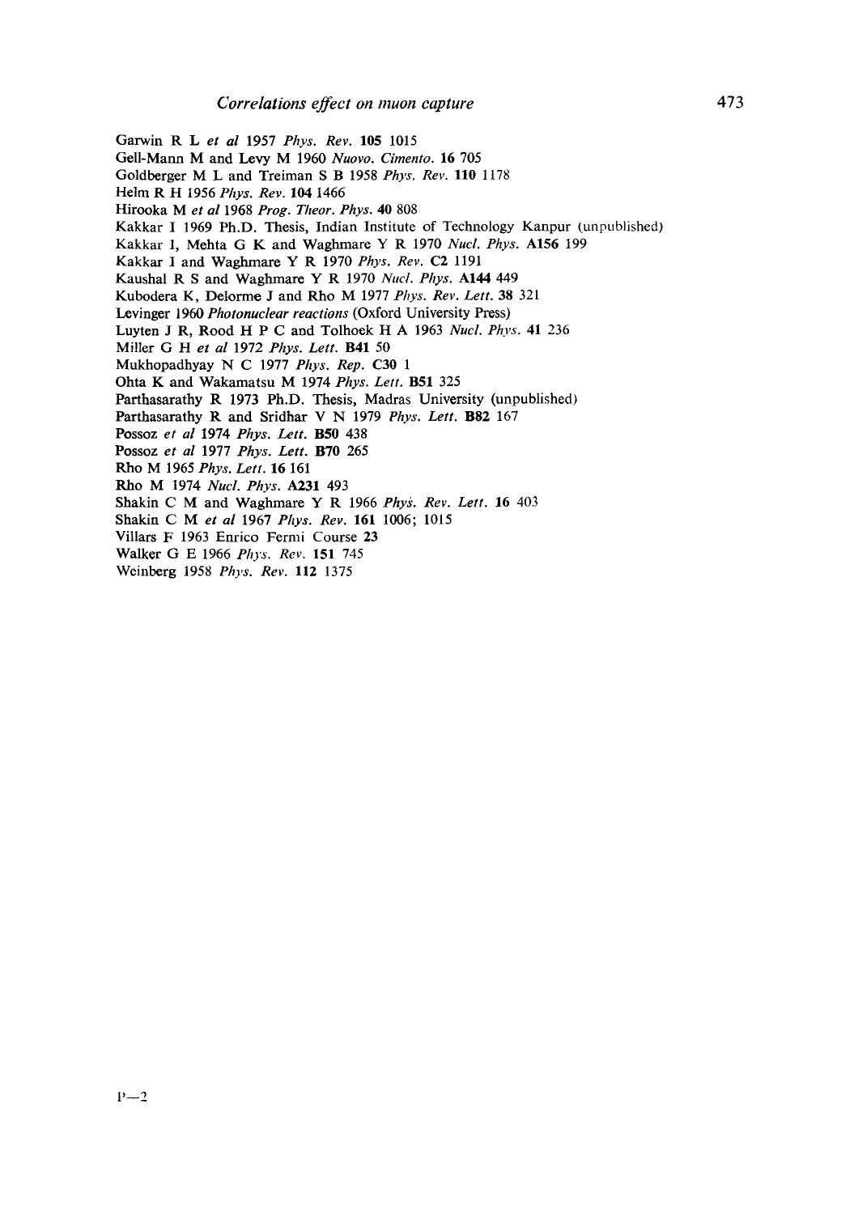Garwin R L *et al* 1957 *Phys. Rev.* **105** 1015
Gell-Mann M and Levy M 1960 *Nuovo. Cimento.* **16** 705
Goldberger M L and Treiman S B 1958 *Phys. Rev.* **110** 1178
Helm R H 1956 *Phys. Rev.* **104** 1466
Hirooka M *et al* 1968 *Prog. Theor. Phys.* **40** 808
Kakkar I 1969 Ph.D. Thesis, Indian Institute of Technology Kanpur (unpublished)
Kakkar I, Mehta G K and Waghmare Y R 1970 *Nucl. Phys.* **A156** 199
Kakkar I and Waghmare Y R 1970 *Phys. Rev.* **C2** 1191
Kaushal R S and Waghmare Y R 1970 *Nucl. Phys.* **A144** 449
Kubodera K, Delorme J and Rho M 1977 *Phys. Rev. Lett.* **38** 321
Levinger 1960 *Photonuclear reactions* (Oxford University Press)
Luyten J R, Rood H P C and Tolhoek H A 1963 *Nucl. Phys.* **41** 236
Miller G H *et al* 1972 *Phys. Lett.* **B41** 50
Mukhopadhyay N C 1977 *Phys. Rep.* **C30** 1
Ohta K and Wakamatsu M 1974 *Phys. Lett.* **B51** 325
Parthasarathy R 1973 Ph.D. Thesis, Madras University (unpublished)
Parthasarathy R and Sridhar V N 1979 *Phys. Lett.* **B82** 167
Possoz *et al* 1974 *Phys. Lett.* **B50** 438
Possoz *et al* 1977 *Phys. Lett.* **B70** 265
Rho M 1965 *Phys. Lett.* **16** 161
Rho M 1974 *Nucl. Phys.* **A231** 493
Shakin C M and Waghmare Y R 1966 *Phys. Rev. Lett.* **16** 403
Shakin C M *et al* 1967 *Phys. Rev.* **161** 1006; 1015
Villars F 1963 Enrico Fermi Course **23**
Walker G E 1966 *Phys. Rev.* **151** 745
Weinberg 1958 *Phys. Rev.* **112** 1375